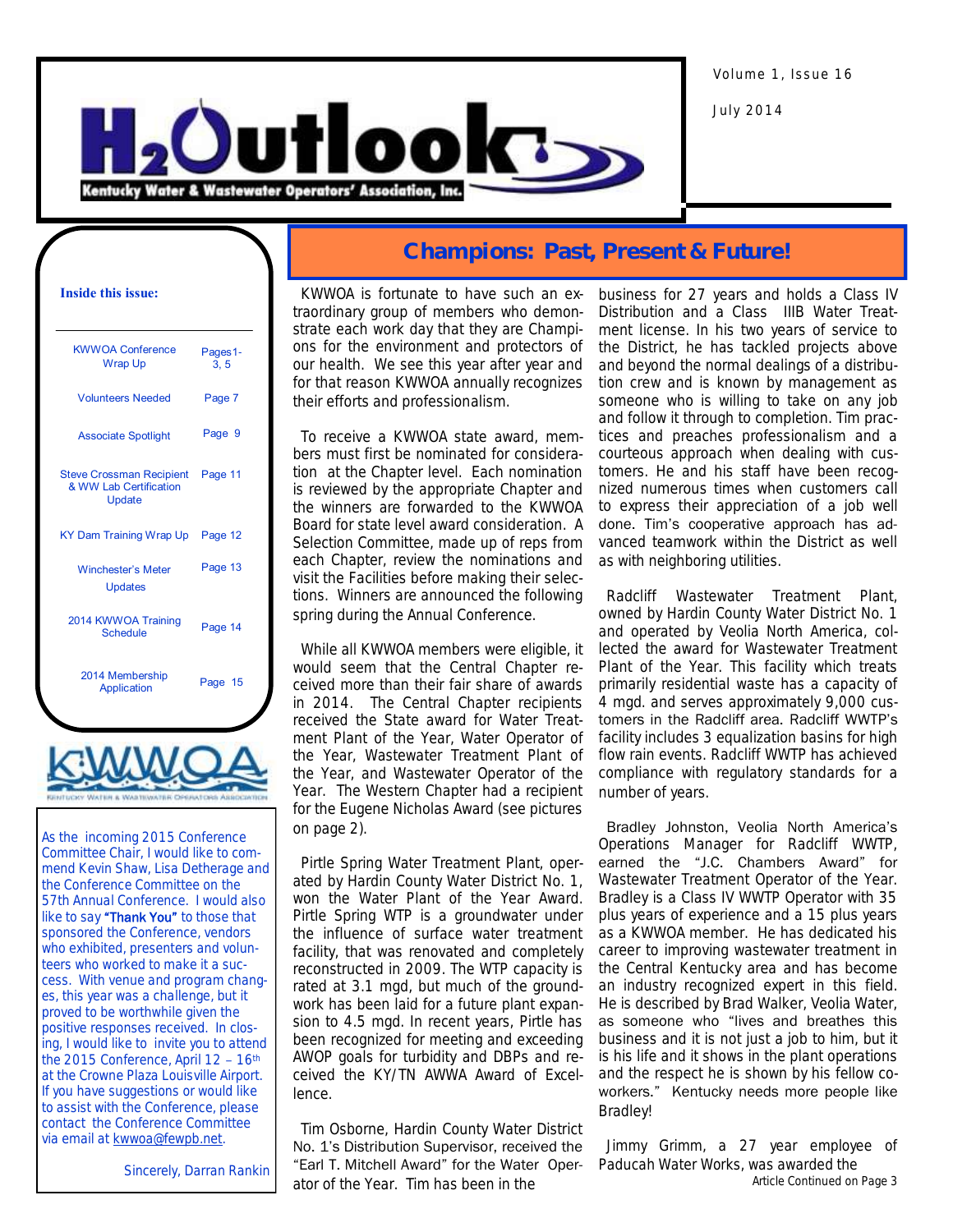# H2Outlook

**Kentucky Water & Wastewater Operators' Association, Inc.**

Volume 1, Issue 16

July 2014

**Inside this issue:**

| | |
|---|---|
| KWWOA Conference Wrap Up | Pages 1-3, 5 |
| Volunteers Needed | Page 7 |
| Associate Spotlight | Page 9 |
| Steve Crossman Recipient & WW Lab Certification Update | Page 11 |
| KY Dam Training Wrap Up | Page 12 |
| Winchester's Meter Updates | Page 13 |
| 2014 KWWOA Training Schedule | Page 14 |
| 2014 Membership Application | Page 15 |

KWWOA — Kentucky Water & Wastewater Operators Association

As the incoming 2015 Conference Committee Chair, I would like to commend Kevin Shaw, Lisa Detherage and the Conference Committee on the 57th Annual Conference. I would also like to say **"Thank You"** to those that sponsored the Conference, vendors who exhibited, presenters and volunteers who worked to make it a success. With venue and program changes, this year was a challenge, but it proved to be worthwhile given the positive responses received. In closing, I would like to invite you to attend the 2015 Conference, April 12 – 16th at the Crowne Plaza Louisville Airport. If you have suggestions or would like to assist with the Conference, please contact the Conference Committee via email at kwwoa@fewpb.net.

Sincerely, Darran Rankin

## Champions: Past, Present & Future!

KWWOA is fortunate to have such an extraordinary group of members who demonstrate each work day that they are Champions for the environment and protectors of our health. We see this year after year and for that reason KWWOA annually recognizes their efforts and professionalism.

To receive a KWWOA state award, members must first be nominated for consideration at the Chapter level. Each nomination is reviewed by the appropriate Chapter and the winners are forwarded to the KWWOA Board for state level award consideration. A Selection Committee, made up of reps from each Chapter, review the nominations and visit the Facilities before making their selections. Winners are announced the following spring during the Annual Conference.

While all KWWOA members were eligible, it would seem that the Central Chapter received more than their fair share of awards in 2014. The Central Chapter recipients received the State award for Water Treatment Plant of the Year, Water Operator of the Year, Wastewater Treatment Plant of the Year, and Wastewater Operator of the Year. The Western Chapter had a recipient for the Eugene Nicholas Award (see pictures on page 2).

Pirtle Spring Water Treatment Plant, operated by Hardin County Water District No. 1, won the Water Plant of the Year Award. Pirtle Spring WTP is a groundwater under the influence of surface water treatment facility, that was renovated and completely reconstructed in 2009. The WTP capacity is rated at 3.1 mgd, but much of the groundwork has been laid for a future plant expansion to 4.5 mgd. In recent years, Pirtle has been recognized for meeting and exceeding AWOP goals for turbidity and DBPs and received the KY/TN AWWA Award of Excellence.

Tim Osborne, Hardin County Water District No. 1's Distribution Supervisor, received the "Earl T. Mitchell Award" for the Water Operator of the Year. Tim has been in the business for 27 years and holds a Class IV Distribution and a Class IIIB Water Treatment license. In his two years of service to the District, he has tackled projects above and beyond the normal dealings of a distribution crew and is known by management as someone who is willing to take on any job and follow it through to completion. Tim practices and preaches professionalism and a courteous approach when dealing with customers. He and his staff have been recognized numerous times when customers call to express their appreciation of a job well done. Tim's cooperative approach has advanced teamwork within the District as well as with neighboring utilities.

Radcliff Wastewater Treatment Plant, owned by Hardin County Water District No. 1 and operated by Veolia North America, collected the award for Wastewater Treatment Plant of the Year. This facility which treats primarily residential waste has a capacity of 4 mgd. and serves approximately 9,000 customers in the Radcliff area. Radcliff WWTP's facility includes 3 equalization basins for high flow rain events. Radcliff WWTP has achieved compliance with regulatory standards for a number of years.

Bradley Johnston, Veolia North America's Operations Manager for Radcliff WWTP, earned the "J.C. Chambers Award" for Wastewater Treatment Operator of the Year. Bradley is a Class IV WWTP Operator with 35 plus years of experience and a 15 plus years as a KWWOA member. He has dedicated his career to improving wastewater treatment in the Central Kentucky area and has become an industry recognized expert in this field. He is described by Brad Walker, Veolia Water, as someone who "lives and breathes this business and it is not just a job to him, but it is his life and it shows in the plant operations and the respect he is shown by his fellow coworkers." Kentucky needs more people like Bradley!

Jimmy Grimm, a 27 year employee of Paducah Water Works, was awarded the

Article Continued on Page 3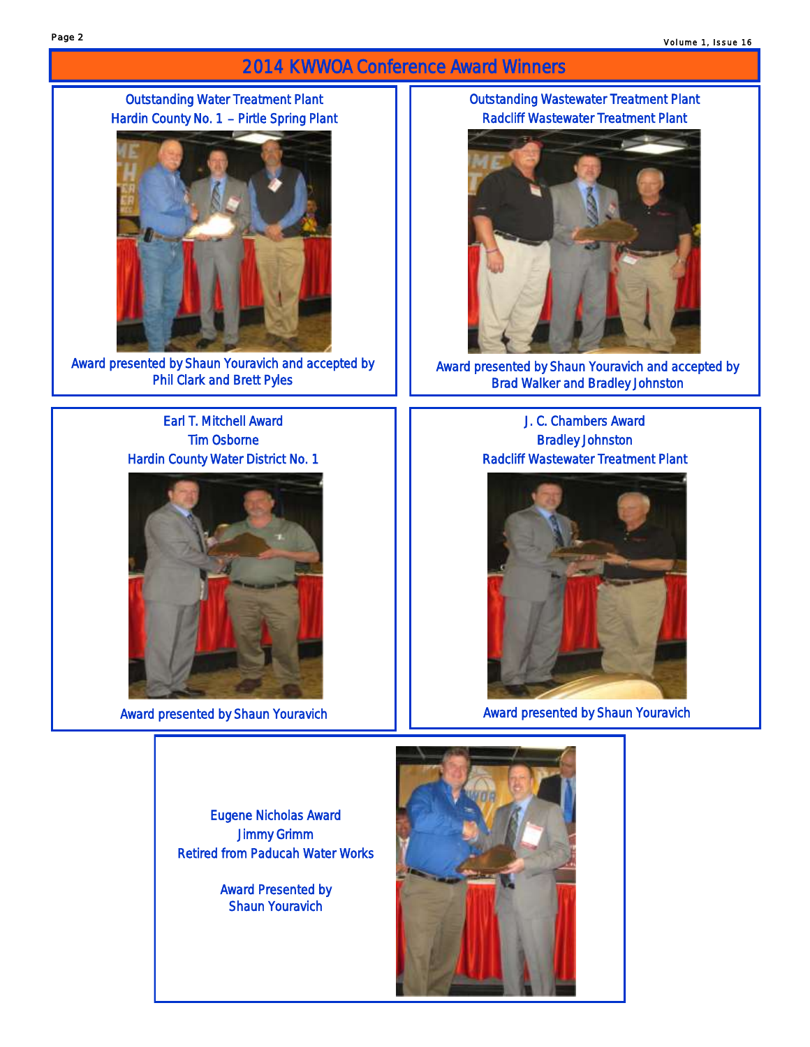# 2014 KWWOA Conference Award Winners

Outstanding Water Treatment Plant
Hardin County No. 1 – Pirtle Spring Plant

Award presented by Shaun Youravich and accepted by Phil Clark and Brett Pyles

Outstanding Wastewater Treatment Plant
Radcliff Wastewater Treatment Plant

Award presented by Shaun Youravich and accepted by Brad Walker and Bradley Johnston

Earl T. Mitchell Award
Tim Osborne
Hardin County Water District No. 1

Award presented by Shaun Youravich

J. C. Chambers Award
Bradley Johnston
Radcliff Wastewater Treatment Plant

Award presented by Shaun Youravich

Eugene Nicholas Award
Jimmy Grimm
Retired from Paducah Water Works

Award Presented by
Shaun Youravich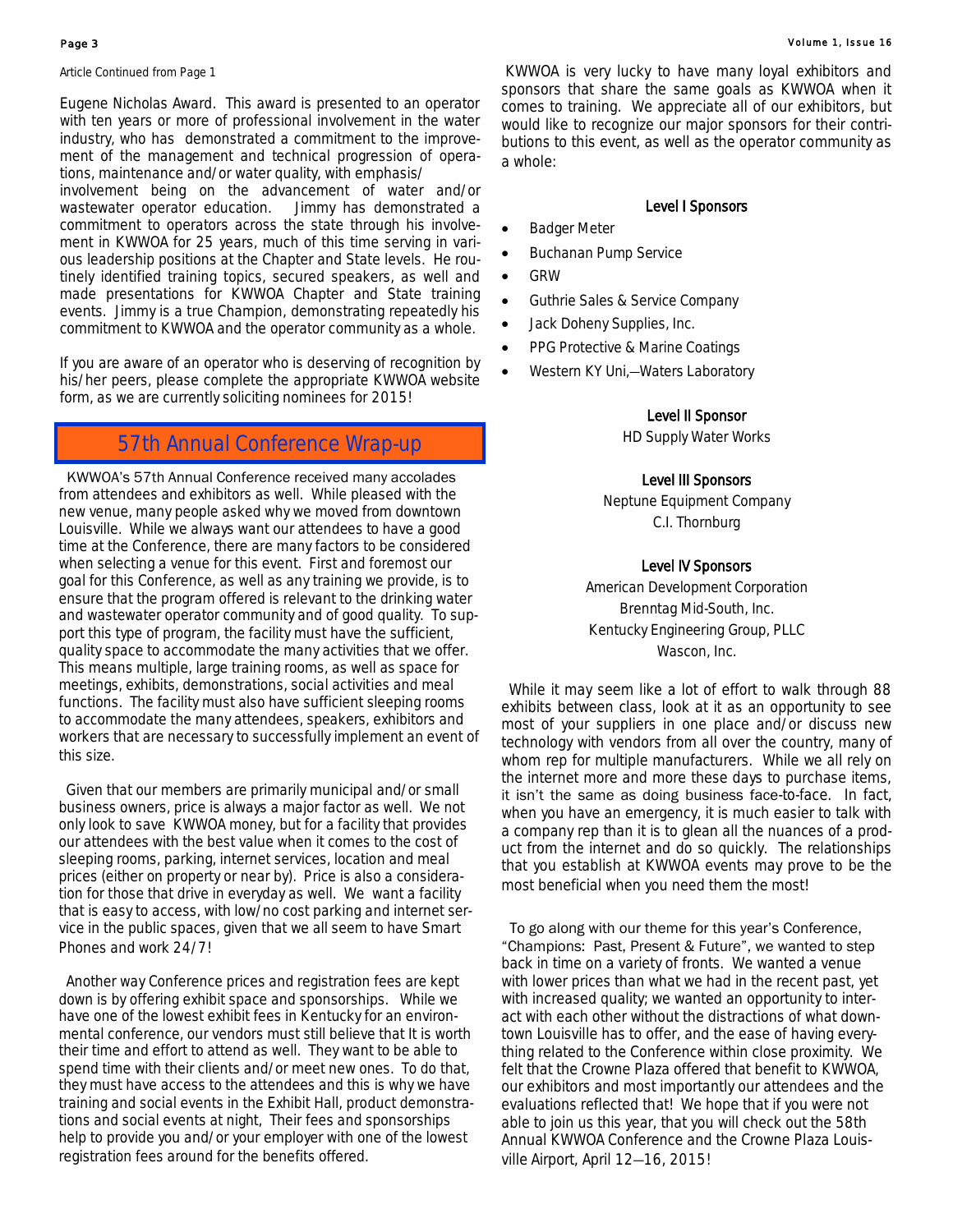Article Continued from Page 1

Eugene Nicholas Award. This award is presented to an operator with ten years or more of professional involvement in the water industry, who has demonstrated a commitment to the improvement of the management and technical progression of operations, maintenance and/or water quality, with emphasis/involvement being on the advancement of water and/or wastewater operator education. Jimmy has demonstrated a commitment to operators across the state through his involvement in KWWOA for 25 years, much of this time serving in various leadership positions at the Chapter and State levels. He routinely identified training topics, secured speakers, as well and made presentations for KWWOA Chapter and State training events. Jimmy is a true Champion, demonstrating repeatedly his commitment to KWWOA and the operator community as a whole.

If you are aware of an operator who is deserving of recognition by his/her peers, please complete the appropriate KWWOA website form, as we are currently soliciting nominees for 2015!

## 57th Annual Conference Wrap-up

KWWOA's 57th Annual Conference received many accolades from attendees and exhibitors as well. While pleased with the new venue, many people asked why we moved from downtown Louisville. While we always want our attendees to have a good time at the Conference, there are many factors to be considered when selecting a venue for this event. First and foremost our goal for this Conference, as well as any training we provide, is to ensure that the program offered is relevant to the drinking water and wastewater operator community and of good quality. To support this type of program, the facility must have the sufficient, quality space to accommodate the many activities that we offer. This means multiple, large training rooms, as well as space for meetings, exhibits, demonstrations, social activities and meal functions. The facility must also have sufficient sleeping rooms to accommodate the many attendees, speakers, exhibitors and workers that are necessary to successfully implement an event of this size.

Given that our members are primarily municipal and/or small business owners, price is always a major factor as well. We not only look to save KWWOA money, but for a facility that provides our attendees with the best value when it comes to the cost of sleeping rooms, parking, internet services, location and meal prices (either on property or near by). Price is also a consideration for those that drive in everyday as well. We want a facility that is easy to access, with low/no cost parking and internet service in the public spaces, given that we all seem to have Smart Phones and work 24/7!

Another way Conference prices and registration fees are kept down is by offering exhibit space and sponsorships. While we have one of the lowest exhibit fees in Kentucky for an environmental conference, our vendors must still believe that It is worth their time and effort to attend as well. They want to be able to spend time with their clients and/or meet new ones. To do that, they must have access to the attendees and this is why we have training and social events in the Exhibit Hall, product demonstrations and social events at night, Their fees and sponsorships help to provide you and/or your employer with one of the lowest registration fees around for the benefits offered.

KWWOA is very lucky to have many loyal exhibitors and sponsors that share the same goals as KWWOA when it comes to training. We appreciate all of our exhibitors, but would like to recognize our major sponsors for their contributions to this event, as well as the operator community as a whole:

**Level I Sponsors**

- Badger Meter
- Buchanan Pump Service
- GRW
- Guthrie Sales & Service Company
- Jack Doheny Supplies, Inc.
- PPG Protective & Marine Coatings
- Western KY Uni,—Waters Laboratory

**Level II Sponsor**

HD Supply Water Works

**Level III Sponsors**

Neptune Equipment Company
C.I. Thornburg

**Level IV Sponsors**

American Development Corporation
Brenntag Mid-South, Inc.
Kentucky Engineering Group, PLLC
Wascon, Inc.

While it may seem like a lot of effort to walk through 88 exhibits between class, look at it as an opportunity to see most of your suppliers in one place and/or discuss new technology with vendors from all over the country, many of whom rep for multiple manufacturers. While we all rely on the internet more and more these days to purchase items, it isn't the same as doing business face-to-face. In fact, when you have an emergency, it is much easier to talk with a company rep than it is to glean all the nuances of a product from the internet and do so quickly. The relationships that you establish at KWWOA events may prove to be the most beneficial when you need them the most!

To go along with our theme for this year's Conference, "Champions: Past, Present & Future", we wanted to step back in time on a variety of fronts. We wanted a venue with lower prices than what we had in the recent past, yet with increased quality; we wanted an opportunity to interact with each other without the distractions of what downtown Louisville has to offer, and the ease of having everything related to the Conference within close proximity. We felt that the Crowne Plaza offered that benefit to KWWOA, our exhibitors and most importantly our attendees and the evaluations reflected that! We hope that if you were not able to join us this year, that you will check out the 58th Annual KWWOA Conference and the Crowne Plaza Louisville Airport, April 12—16, 2015!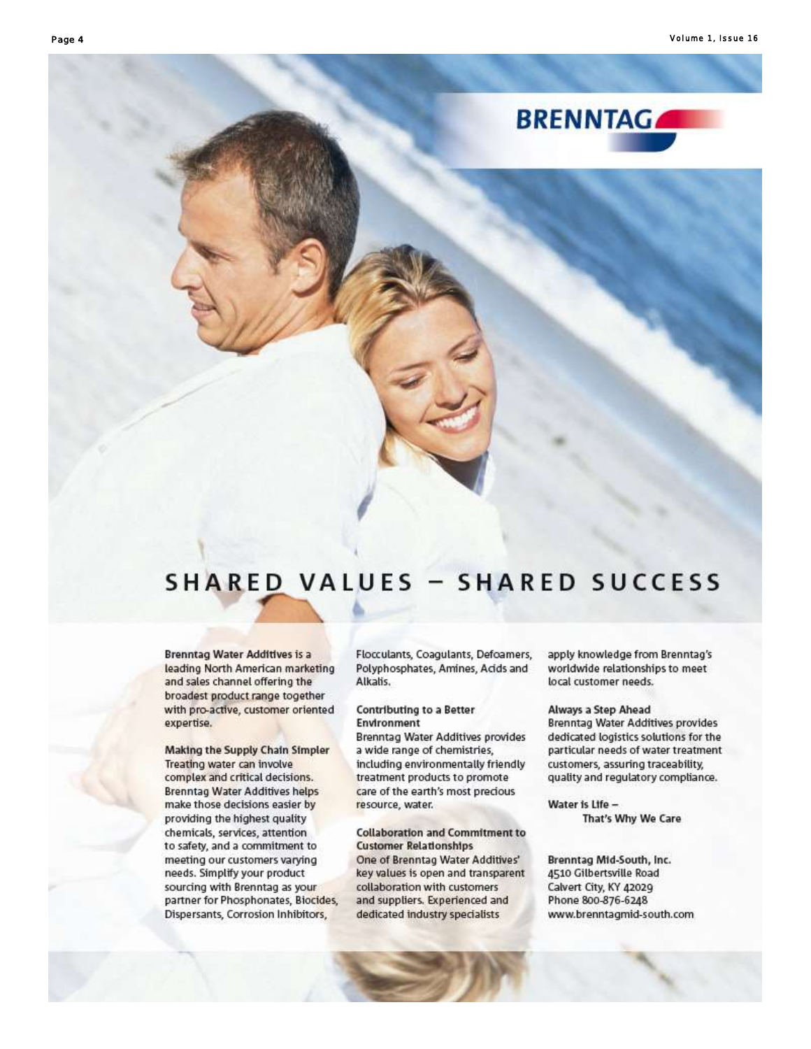BRENNTAG

# SHARED VALUES – SHARED SUCCESS

**Brenntag Water Additives** is a leading North American marketing and sales channel offering the broadest product range together with pro-active, customer oriented expertise.

**Making the Supply Chain Simpler**
Treating water can involve complex and critical decisions. Brenntag Water Additives helps make those decisions easier by providing the highest quality chemicals, services, attention to safety, and a commitment to meeting our customers varying needs. Simplify your product sourcing with Brenntag as your partner for Phosphonates, Biocides, Dispersants, Corrosion Inhibitors, Flocculants, Coagulants, Defoamers, Polyphosphates, Amines, Acids and Alkalis.

**Contributing to a Better Environment**
Brenntag Water Additives provides a wide range of chemistries, including environmentally friendly treatment products to promote care of the earth's most precious resource, water.

**Collaboration and Commitment to Customer Relationships**
One of Brenntag Water Additives' key values is open and transparent collaboration with customers and suppliers. Experienced and dedicated industry specialists apply knowledge from Brenntag's worldwide relationships to meet local customer needs.

**Always a Step Ahead**
Brenntag Water Additives provides dedicated logistics solutions for the particular needs of water treatment customers, assuring traceability, quality and regulatory compliance.

**Water is Life –
That's Why We Care**

**Brenntag Mid-South, Inc.**
4510 Gilbertsville Road
Calvert City, KY 42029
Phone 800-876-6248
www.brenntagmid-south.com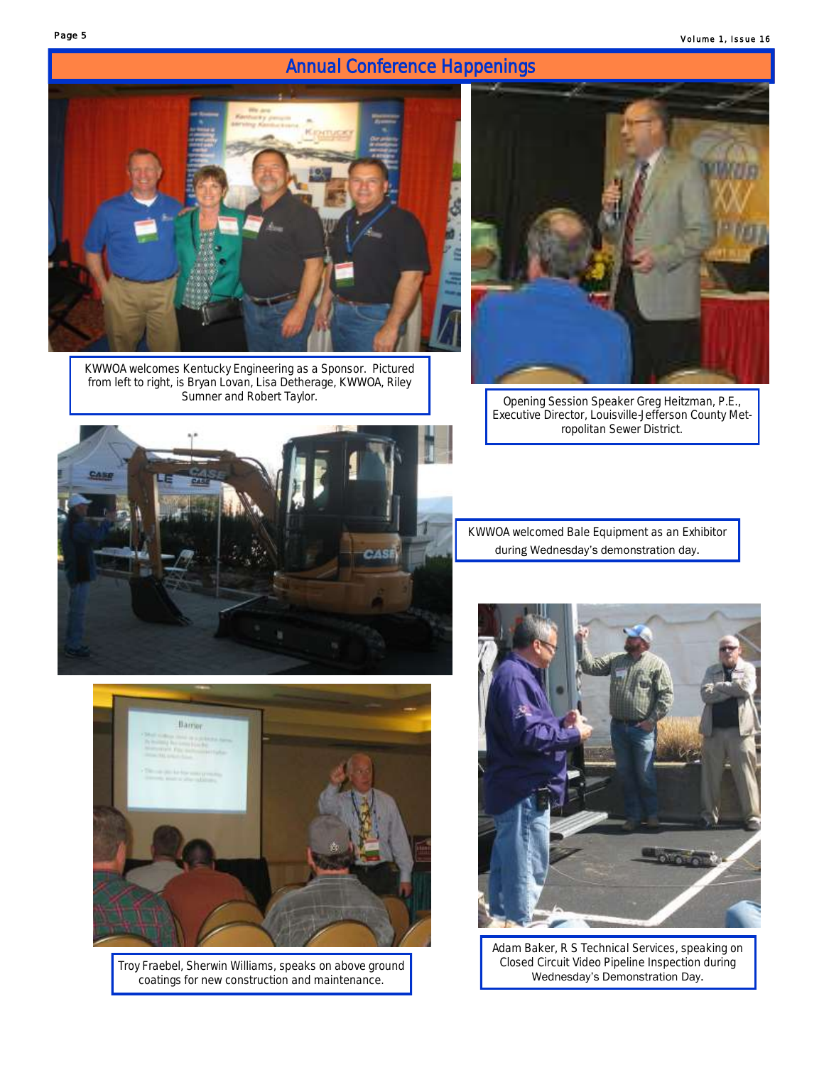## Annual Conference Happenings

KWWOA welcomes Kentucky Engineering as a Sponsor. Pictured from left to right, is Bryan Lovan, Lisa Detherage, KWWOA, Riley Sumner and Robert Taylor.

Opening Session Speaker Greg Heitzman, P.E., Executive Director, Louisville-Jefferson County Metropolitan Sewer District.

KWWOA welcomed Bale Equipment as an Exhibitor during Wednesday's demonstration day.

Troy Fraebel, Sherwin Williams, speaks on above ground coatings for new construction and maintenance.

Adam Baker, R S Technical Services, speaking on Closed Circuit Video Pipeline Inspection during Wednesday's Demonstration Day.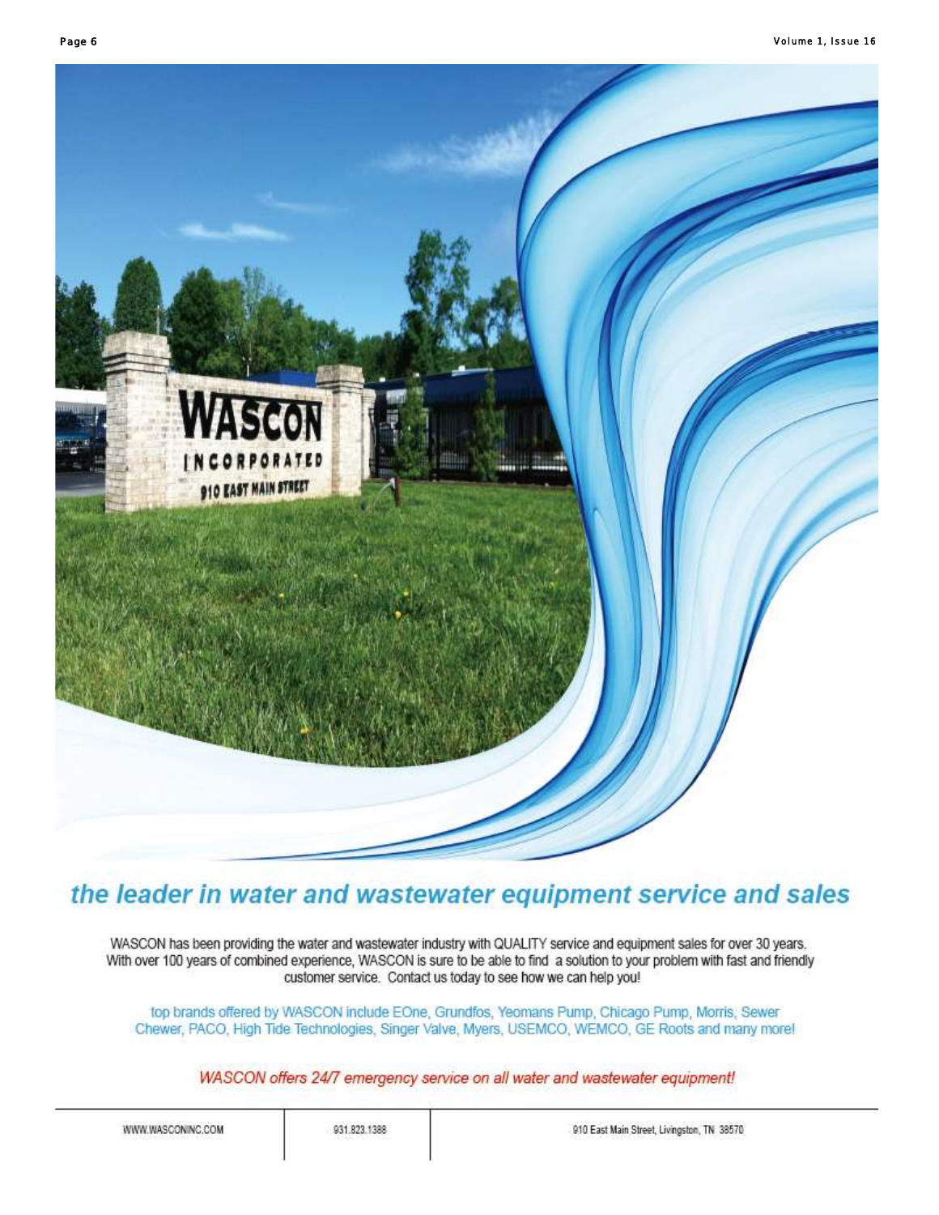## *the leader in water and wastewater equipment service and sales*

WASCON has been providing the water and wastewater industry with QUALITY service and equipment sales for over 30 years. With over 100 years of combined experience, WASCON is sure to be able to find a solution to your problem with fast and friendly customer service. Contact us today to see how we can help you!

top brands offered by WASCON include EOne, Grundfos, Yeomans Pump, Chicago Pump, Morris, Sewer Chewer, PACO, High Tide Technologies, Singer Valve, Myers, USEMCO, WEMCO, GE Roots and many more!

*WASCON offers 24/7 emergency service on all water and wastewater equipment!*

| WWW.WASCONINC.COM | 931.823.1388 | 910 East Main Street, Livingston, TN 38570 |
| --- | --- | --- |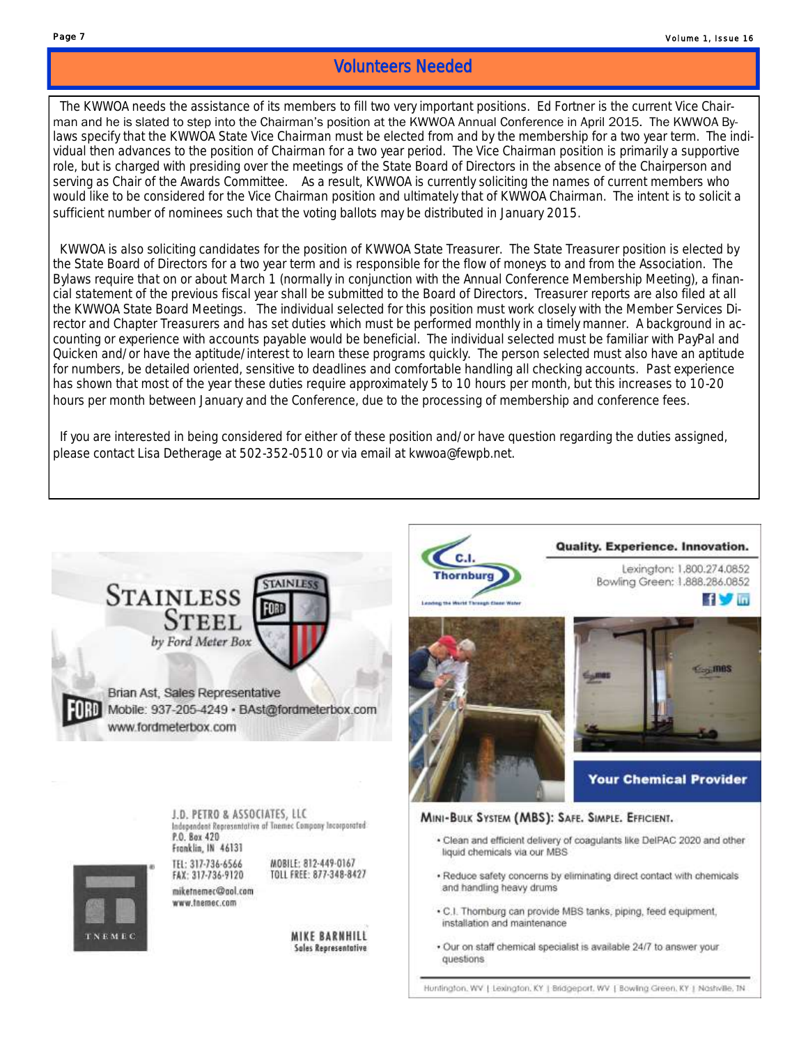## Volunteers Needed

The KWWOA needs the assistance of its members to fill two very important positions. Ed Fortner is the current Vice Chairman and he is slated to step into the Chairman's position at the KWWOA Annual Conference in April 2015. The KWWOA Bylaws specify that the KWWOA State Vice Chairman must be elected from and by the membership for a two year term. The individual then advances to the position of Chairman for a two year period. The Vice Chairman position is primarily a supportive role, but is charged with presiding over the meetings of the State Board of Directors in the absence of the Chairperson and serving as Chair of the Awards Committee. As a result, KWWOA is currently soliciting the names of current members who would like to be considered for the Vice Chairman position and ultimately that of KWWOA Chairman. The intent is to solicit a sufficient number of nominees such that the voting ballots may be distributed in January 2015.

KWWOA is also soliciting candidates for the position of KWWOA State Treasurer. The State Treasurer position is elected by the State Board of Directors for a two year term and is responsible for the flow of moneys to and from the Association. The Bylaws require that on or about March 1 (normally in conjunction with the Annual Conference Membership Meeting), a financial statement of the previous fiscal year shall be submitted to the Board of Directors. Treasurer reports are also filed at all the KWWOA State Board Meetings. The individual selected for this position must work closely with the Member Services Director and Chapter Treasurers and has set duties which must be performed monthly in a timely manner. A background in accounting or experience with accounts payable would be beneficial. The individual selected must be familiar with PayPal and Quicken and/or have the aptitude/interest to learn these programs quickly. The person selected must also have an aptitude for numbers, be detailed oriented, sensitive to deadlines and comfortable handling all checking accounts. Past experience has shown that most of the year these duties require approximately 5 to 10 hours per month, but this increases to 10-20 hours per month between January and the Conference, due to the processing of membership and conference fees.

If you are interested in being considered for either of these position and/or have question regarding the duties assigned, please contact Lisa Detherage at 502-352-0510 or via email at kwwoa@fewpb.net.

**STAINLESS STEEL** *by Ford Meter Box*

Brian Ast, Sales Representative
Mobile: 937-205-4249 • BAst@fordmeterbox.com
www.fordmeterbox.com

J.D. PETRO & ASSOCIATES, LLC
Independent Representative of Tnemec Company Incorporated
P.O. Box 420
Franklin, IN 46131

TEL: 317-736-6566
FAX: 317-736-9120
MOBILE: 812-449-0167
TOLL FREE: 877-348-8427

miketnemec@aol.com
www.tnemec.com

TNEMEC

**MIKE BARNHILL**
Sales Representative

**C.I. Thornburg** — Leading the World Through Clean Water

**Quality. Experience. Innovation.**

Lexington: 1.800.274.0852
Bowling Green: 1.888.286.0852

**Your Chemical Provider**

**MINI-BULK SYSTEM (MBS): SAFE. SIMPLE. EFFICIENT.**

- Clean and efficient delivery of coagulants like DelPAC 2020 and other liquid chemicals via our MBS
- Reduce safety concerns by eliminating direct contact with chemicals and handling heavy drums
- C.I. Thornburg can provide MBS tanks, piping, feed equipment, installation and maintenance
- Our on staff chemical specialist is available 24/7 to answer your questions

Huntington, WV | Lexington, KY | Bridgeport, WV | Bowling Green, KY | Nashville, TN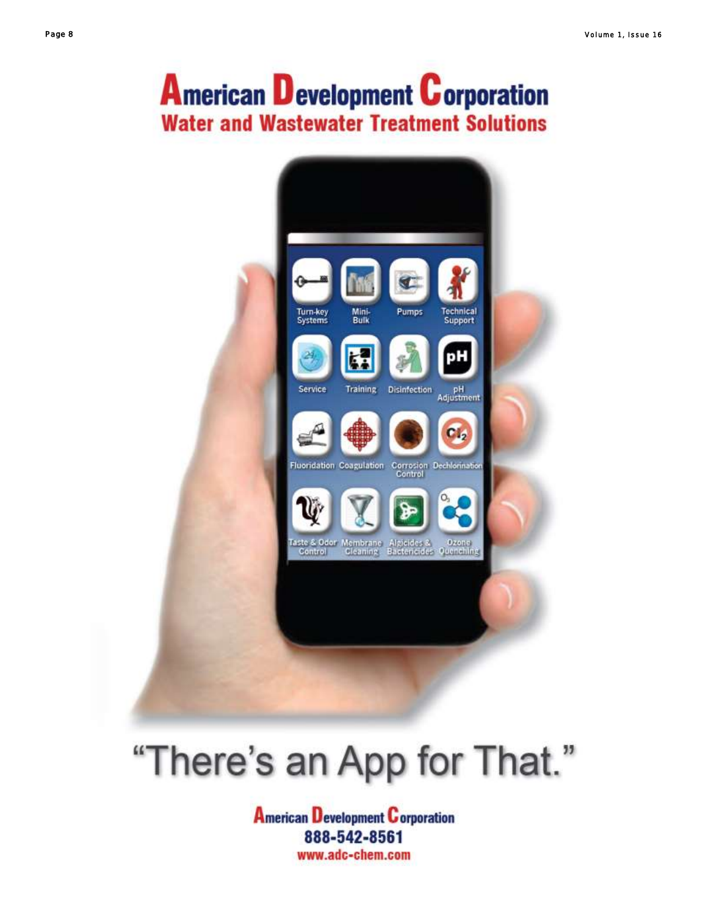# American Development Corporation

## Water and Wastewater Treatment Solutions

Turn-key Systems | Mini-Bulk | Pumps | Technical Support
Service | Training | Disinfection | pH Adjustment
Fluoridation | Coagulation | Corrosion Control | Dechlorination
Taste & Odor Control | Membrane Cleaning | Algicides & Bactericides | Ozone Quenching

# "There's an App for That."

**American Development Corporation**
**888-542-8561**
**www.adc-chem.com**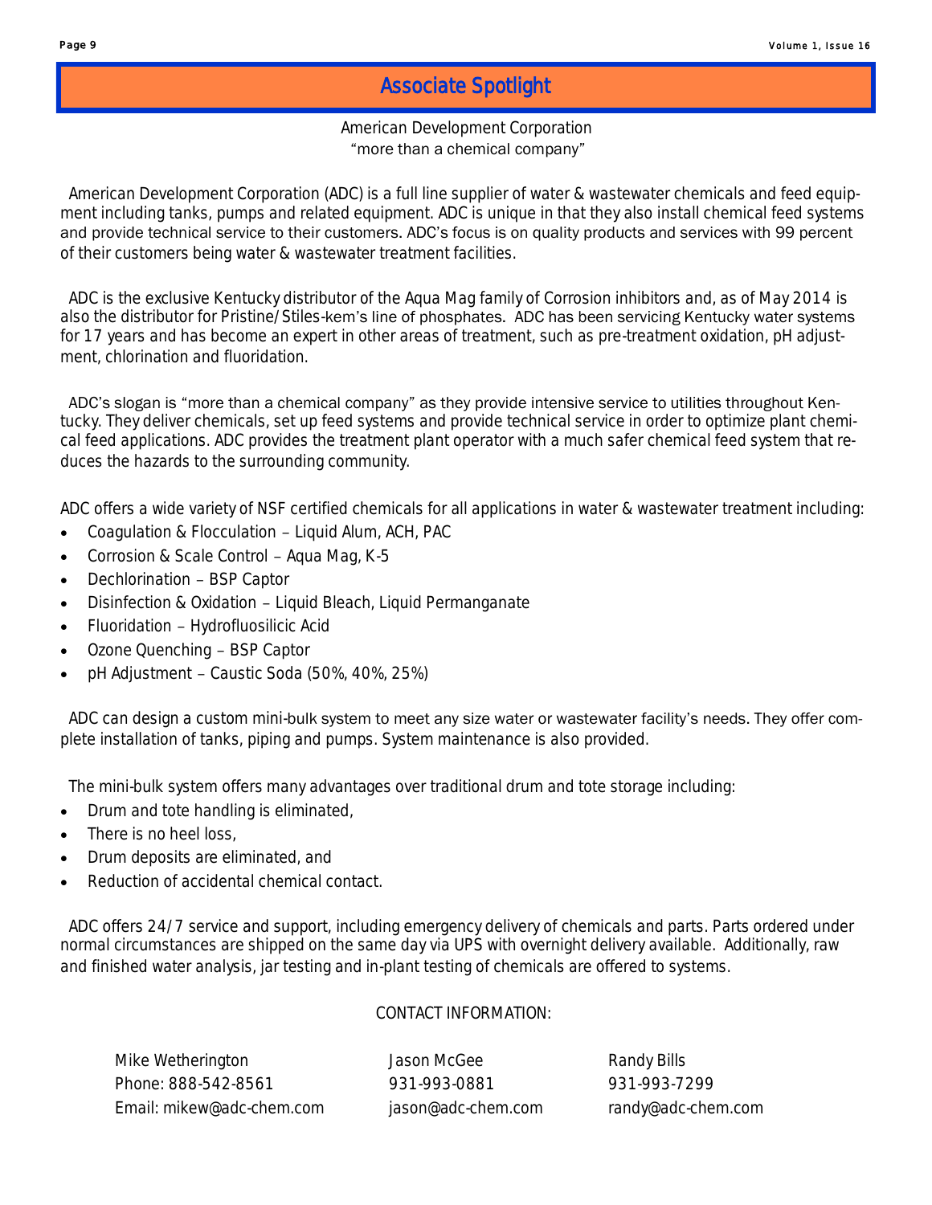# Associate Spotlight

American Development Corporation
"more than a chemical company"

American Development Corporation (ADC) is a full line supplier of water & wastewater chemicals and feed equipment including tanks, pumps and related equipment. ADC is unique in that they also install chemical feed systems and provide technical service to their customers. ADC's focus is on quality products and services with 99 percent of their customers being water & wastewater treatment facilities.

ADC is the exclusive Kentucky distributor of the Aqua Mag family of Corrosion inhibitors and, as of May 2014 is also the distributor for Pristine/Stiles-kem's line of phosphates. ADC has been servicing Kentucky water systems for 17 years and has become an expert in other areas of treatment, such as pre-treatment oxidation, pH adjustment, chlorination and fluoridation.

ADC's slogan is "more than a chemical company" as they provide intensive service to utilities throughout Kentucky. They deliver chemicals, set up feed systems and provide technical service in order to optimize plant chemical feed applications. ADC provides the treatment plant operator with a much safer chemical feed system that reduces the hazards to the surrounding community.

ADC offers a wide variety of NSF certified chemicals for all applications in water & wastewater treatment including:

- Coagulation & Flocculation – Liquid Alum, ACH, PAC
- Corrosion & Scale Control – Aqua Mag, K-5
- Dechlorination – BSP Captor
- Disinfection & Oxidation – Liquid Bleach, Liquid Permanganate
- Fluoridation – Hydrofluosilicic Acid
- Ozone Quenching – BSP Captor
- pH Adjustment – Caustic Soda (50%, 40%, 25%)

ADC can design a custom mini-bulk system to meet any size water or wastewater facility's needs. They offer complete installation of tanks, piping and pumps. System maintenance is also provided.

The mini-bulk system offers many advantages over traditional drum and tote storage including:

- Drum and tote handling is eliminated,
- There is no heel loss,
- Drum deposits are eliminated, and
- Reduction of accidental chemical contact.

ADC offers 24/7 service and support, including emergency delivery of chemicals and parts. Parts ordered under normal circumstances are shipped on the same day via UPS with overnight delivery available. Additionally, raw and finished water analysis, jar testing and in-plant testing of chemicals are offered to systems.

CONTACT INFORMATION:

| Mike Wetherington | Jason McGee | Randy Bills |
| --- | --- | --- |
| Phone: 888-542-8561 | 931-993-0881 | 931-993-7299 |
| Email: mikew@adc-chem.com | jason@adc-chem.com | randy@adc-chem.com |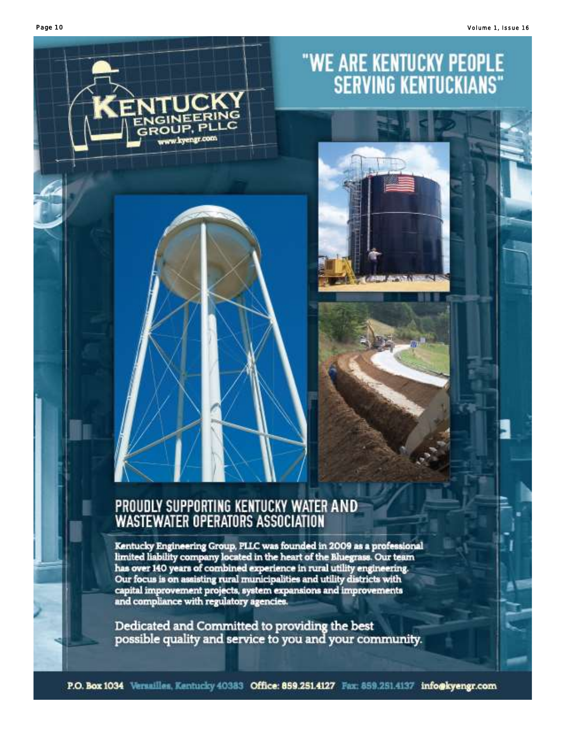# KENTUCKY ENGINEERING GROUP, PLLC

www.kyengr.com

## "WE ARE KENTUCKY PEOPLE SERVING KENTUCKIANS"

## PROUDLY SUPPORTING KENTUCKY WATER AND WASTEWATER OPERATORS ASSOCIATION

Kentucky Engineering Group, PLLC was founded in 2009 as a professional limited liability company located in the heart of the Bluegrass. Our team has over 140 years of combined experience in rural utility engineering. Our focus is on assisting rural municipalities and utility districts with capital improvement projects, system expansions and improvements and compliance with regulatory agencies.

Dedicated and Committed to providing the best possible quality and service to you and your community.

P.O. Box 1034 Versailles, Kentucky 40383 Office: 859.251.4127 Fax: 859.251.4137 info@kyengr.com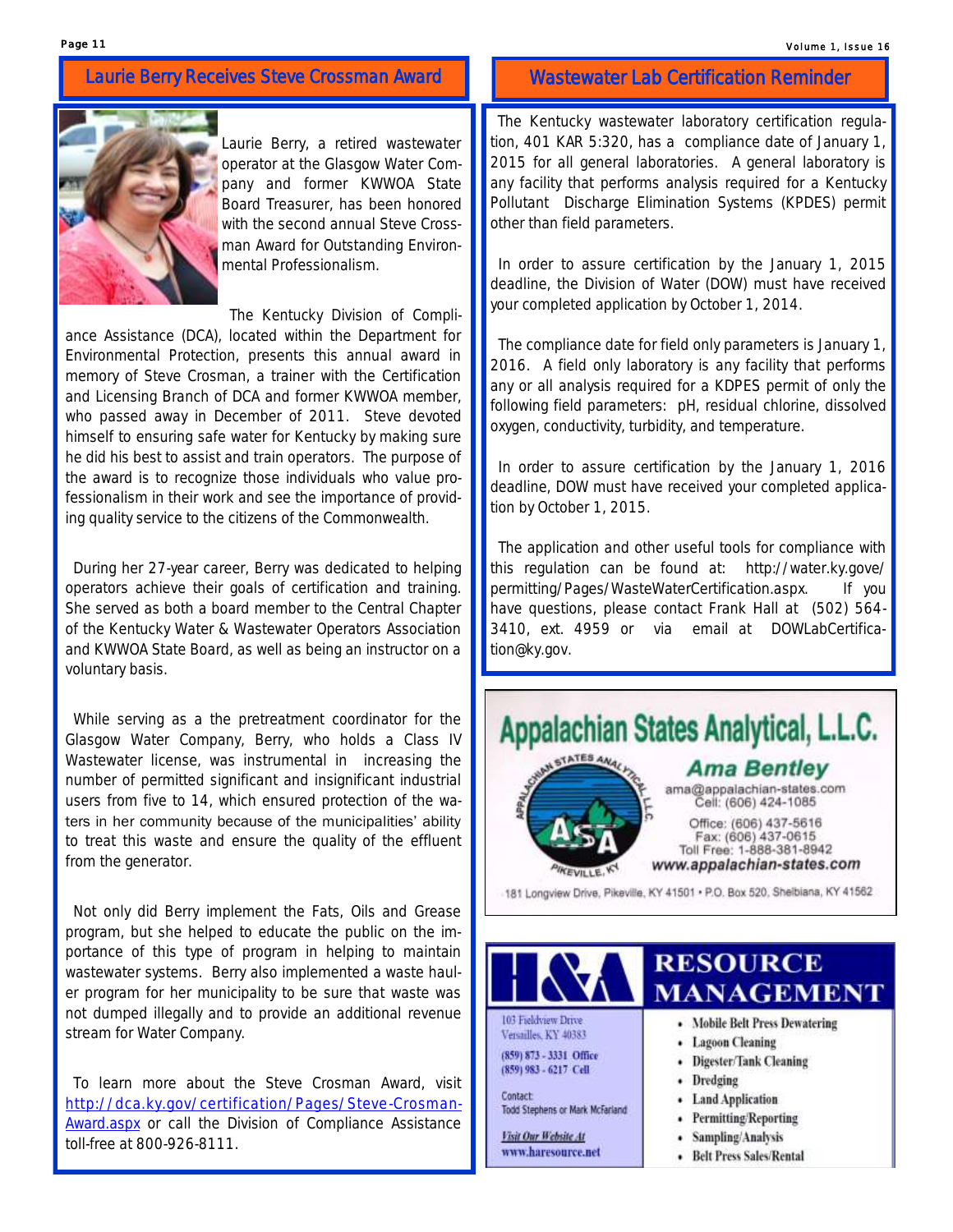## Laurie Berry Receives Steve Crossman Award

Laurie Berry, a retired wastewater operator at the Glasgow Water Company and former KWWOA State Board Treasurer, has been honored with the second annual Steve Crossman Award for Outstanding Environmental Professionalism.

The Kentucky Division of Compliance Assistance (DCA), located within the Department for Environmental Protection, presents this annual award in memory of Steve Crosman, a trainer with the Certification and Licensing Branch of DCA and former KWWOA member, who passed away in December of 2011. Steve devoted himself to ensuring safe water for Kentucky by making sure he did his best to assist and train operators. The purpose of the award is to recognize those individuals who value professionalism in their work and see the importance of providing quality service to the citizens of the Commonwealth.

During her 27-year career, Berry was dedicated to helping operators achieve their goals of certification and training. She served as both a board member to the Central Chapter of the Kentucky Water & Wastewater Operators Association and KWWOA State Board, as well as being an instructor on a voluntary basis.

While serving as a the pretreatment coordinator for the Glasgow Water Company, Berry, who holds a Class IV Wastewater license, was instrumental in increasing the number of permitted significant and insignificant industrial users from five to 14, which ensured protection of the waters in her community because of the municipalities' ability to treat this waste and ensure the quality of the effluent from the generator.

Not only did Berry implement the Fats, Oils and Grease program, but she helped to educate the public on the importance of this type of program in helping to maintain wastewater systems. Berry also implemented a waste hauler program for her municipality to be sure that waste was not dumped illegally and to provide an additional revenue stream for Water Company.

To learn more about the Steve Crosman Award, visit http://dca.ky.gov/certification/Pages/Steve-Crosman-Award.aspx or call the Division of Compliance Assistance toll-free at 800-926-8111.

## Wastewater Lab Certification Reminder

The Kentucky wastewater laboratory certification regulation, 401 KAR 5:320, has a compliance date of January 1, 2015 for all general laboratories. A general laboratory is any facility that performs analysis required for a Kentucky Pollutant Discharge Elimination Systems (KPDES) permit other than field parameters.

In order to assure certification by the January 1, 2015 deadline, the Division of Water (DOW) must have received your completed application by October 1, 2014.

The compliance date for field only parameters is January 1, 2016. A field only laboratory is any facility that performs any or all analysis required for a KDPES permit of only the following field parameters: pH, residual chlorine, dissolved oxygen, conductivity, turbidity, and temperature.

In order to assure certification by the January 1, 2016 deadline, DOW must have received your completed application by October 1, 2015.

The application and other useful tools for compliance with this regulation can be found at: http://water.ky.gove/permitting/Pages/WasteWaterCertification.aspx. If you have questions, please contact Frank Hall at (502) 564-3410, ext. 4959 or via email at DOWLabCertification@ky.gov.

**Appalachian States Analytical, L.L.C.**

*Ama Bentley*
ama@appalachian-states.com
Cell: (606) 424-1085
Office: (606) 437-5616
Fax: (606) 437-0615
Toll Free: 1-888-381-8942
www.appalachian-states.com

181 Longview Drive, Pikeville, KY 41501 • P.O. Box 520, Shelbiana, KY 41562

**H&A RESOURCE MANAGEMENT**

103 Fieldview Drive
Versailles, KY 40383
(859) 873 - 3331 Office
(859) 983 - 6217 Cell

Contact:
Todd Stephens or Mark McFarland

*Visit Our Website At*
www.haresource.net

- Mobile Belt Press Dewatering
- Lagoon Cleaning
- Digester/Tank Cleaning
- Dredging
- Land Application
- Permitting/Reporting
- Sampling/Analysis
- Belt Press Sales/Rental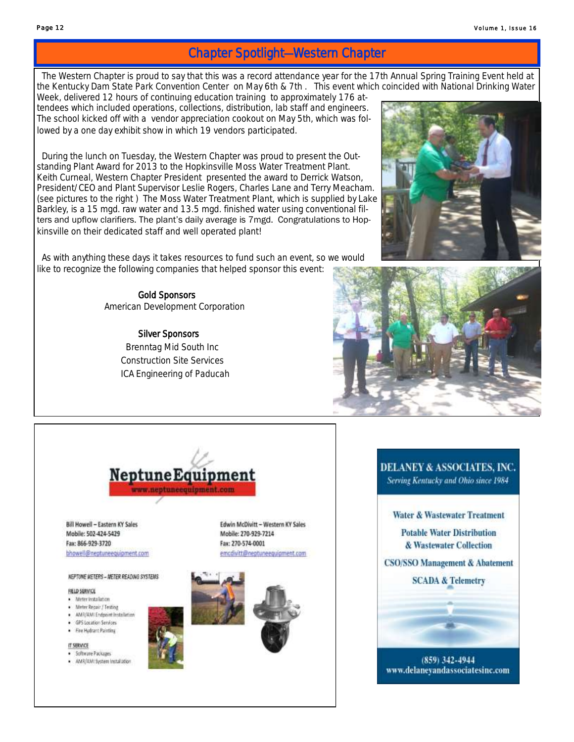## Chapter Spotlight—Western Chapter

The Western Chapter is proud to say that this was a record attendance year for the 17th Annual Spring Training Event held at the Kentucky Dam State Park Convention Center on May 6th & 7th. This event which coincided with National Drinking Water Week, delivered 12 hours of continuing education training to approximately 176 attendees which included operations, collections, distribution, lab staff and engineers. The school kicked off with a vendor appreciation cookout on May 5th, which was followed by a one day exhibit show in which 19 vendors participated.

During the lunch on Tuesday, the Western Chapter was proud to present the Outstanding Plant Award for 2013 to the Hopkinsville Moss Water Treatment Plant. Keith Curneal, Western Chapter President presented the award to Derrick Watson, President/CEO and Plant Supervisor Leslie Rogers, Charles Lane and Terry Meacham. (see pictures to the right) The Moss Water Treatment Plant, which is supplied by Lake Barkley, is a 15 mgd. raw water and 13.5 mgd. finished water using conventional filters and upflow clarifiers. The plant's daily average is 7mgd. Congratulations to Hopkinsville on their dedicated staff and well operated plant!

As with anything these days it takes resources to fund such an event, so we would like to recognize the following companies that helped sponsor this event:

**Gold Sponsors**
American Development Corporation

**Silver Sponsors**
Brenntag Mid South Inc
Construction Site Services
ICA Engineering of Paducah

---

**Neptune Equipment**
www.neptuneequipment.com

Bill Howell – Eastern KY Sales
Mobile: 502-424-5429
Fax: 866-929-3720
bhowell@neptuneequipment.com

Edwin McDivitt – Western KY Sales
Mobile: 270-929-7214
Fax: 270-574-0001
emcdivitt@neptuneequipment.com

NEPTUNE METERS – METER READING SYSTEMS

FIELD SERVICE

- Meter Installation
- Meter Repair / Testing
- AMR/AMI Endpoint Installation
- GPS Location Services
- Fire Hydrant Painting

IT SERVICE

- Software Packages
- AMR/AMI System Installation

---

**DELANEY & ASSOCIATES, INC.**
*Serving Kentucky and Ohio since 1984*

Water & Wastewater Treatment
Potable Water Distribution & Wastewater Collection
CSO/SSO Management & Abatement
SCADA & Telemetry

(859) 342-4944
www.delaneyandassociatesinc.com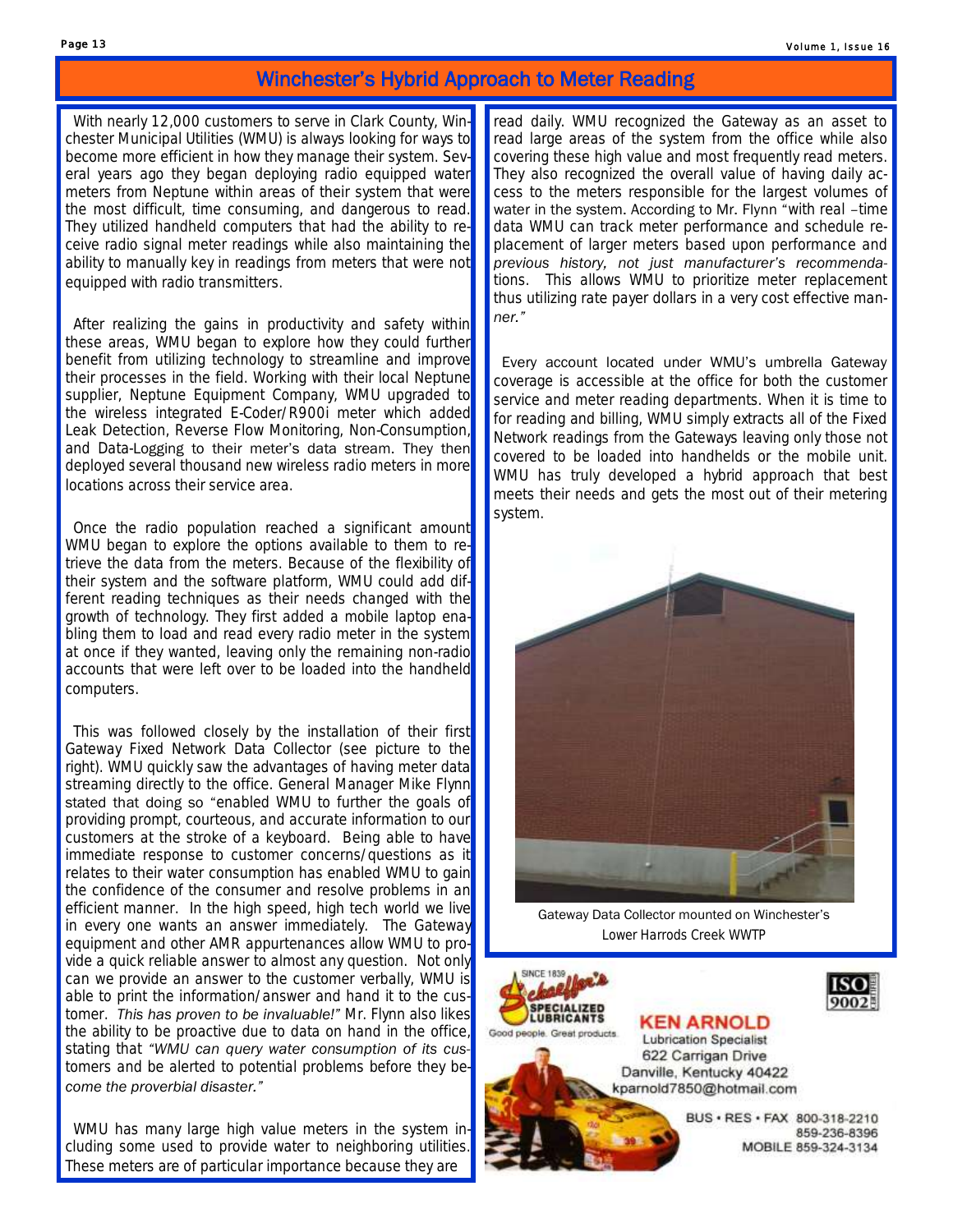# Winchester's Hybrid Approach to Meter Reading

With nearly 12,000 customers to serve in Clark County, Winchester Municipal Utilities (WMU) is always looking for ways to become more efficient in how they manage their system. Several years ago they began deploying radio equipped water meters from Neptune within areas of their system that were the most difficult, time consuming, and dangerous to read. They utilized handheld computers that had the ability to receive radio signal meter readings while also maintaining the ability to manually key in readings from meters that were not equipped with radio transmitters.

After realizing the gains in productivity and safety within these areas, WMU began to explore how they could further benefit from utilizing technology to streamline and improve their processes in the field. Working with their local Neptune supplier, Neptune Equipment Company, WMU upgraded to the wireless integrated E-Coder/R900i meter which added Leak Detection, Reverse Flow Monitoring, Non-Consumption, and Data-Logging to their meter's data stream. They then deployed several thousand new wireless radio meters in more locations across their service area.

Once the radio population reached a significant amount WMU began to explore the options available to them to retrieve the data from the meters. Because of the flexibility of their system and the software platform, WMU could add different reading techniques as their needs changed with the growth of technology. They first added a mobile laptop enabling them to load and read every radio meter in the system at once if they wanted, leaving only the remaining non-radio accounts that were left over to be loaded into the handheld computers.

This was followed closely by the installation of their first Gateway Fixed Network Data Collector (see picture to the right). WMU quickly saw the advantages of having meter data streaming directly to the office. General Manager Mike Flynn stated that doing so "enabled WMU to further the goals of providing prompt, courteous, and accurate information to our customers at the stroke of a keyboard. Being able to have immediate response to customer concerns/questions as it relates to their water consumption has enabled WMU to gain the confidence of the consumer and resolve problems in an efficient manner. In the high speed, high tech world we live in every one wants an answer immediately. The Gateway equipment and other AMR appurtenances allow WMU to provide a quick reliable answer to almost any question. Not only can we provide an answer to the customer verbally, WMU is able to print the information/answer and hand it to the customer. *This has proven to be invaluable!"* Mr. Flynn also likes the ability to be proactive due to data on hand in the office, stating that *"WMU can query water consumption of its customers and be alerted to potential problems before they become the proverbial disaster."*

WMU has many large high value meters in the system including some used to provide water to neighboring utilities. These meters are of particular importance because they are read daily. WMU recognized the Gateway as an asset to read large areas of the system from the office while also covering these high value and most frequently read meters. They also recognized the overall value of having daily access to the meters responsible for the largest volumes of water in the system. According to Mr. Flynn "with real –time data WMU can track meter performance and schedule replacement of larger meters based upon performance and *previous history, not just manufacturer's recommendations.* This allows WMU to prioritize meter replacement thus utilizing rate payer dollars in a very cost effective manner."

Every account located under WMU's umbrella Gateway coverage is accessible at the office for both the customer service and meter reading departments. When it is time to for reading and billing, WMU simply extracts all of the Fixed Network readings from the Gateways leaving only those not covered to be loaded into handhelds or the mobile unit. WMU has truly developed a hybrid approach that best meets their needs and gets the most out of their metering system.

Gateway Data Collector mounted on Winchester's Lower Harrods Creek WWTP

SINCE 1839 Schaeffer's SPECIALIZED LUBRICANTS
Good people. Great products.

ISO 9002

**KEN ARNOLD**
Lubrication Specialist
622 Carrigan Drive
Danville, Kentucky 40422
kparnold7850@hotmail.com

BUS • RES • FAX 800-318-2210
859-236-8396
MOBILE 859-324-3134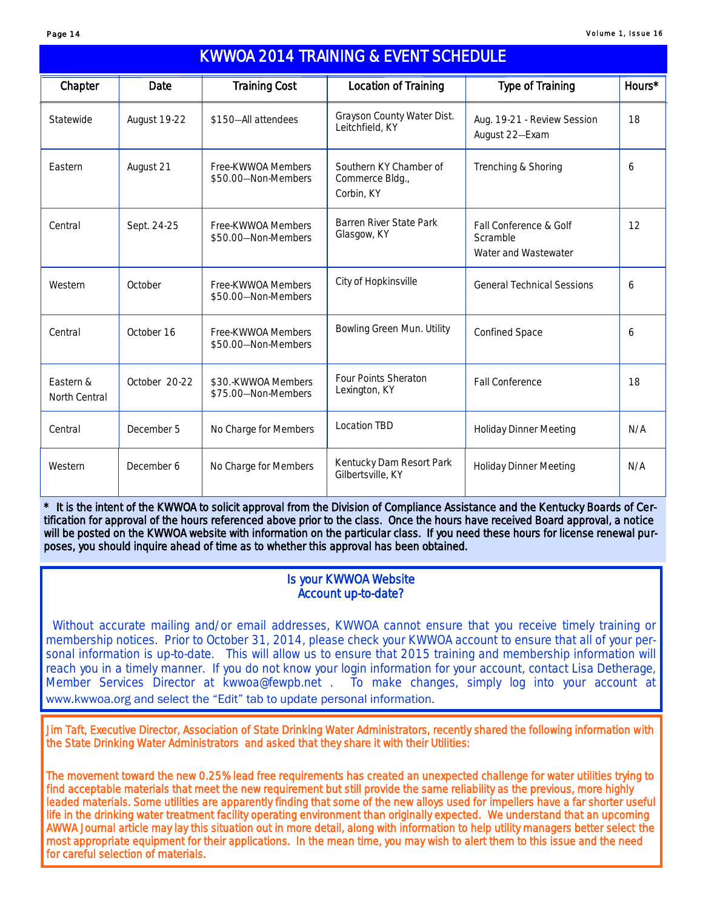# KWWOA 2014 TRAINING & EVENT SCHEDULE

| Chapter | Date | Training Cost | Location of Training | Type of Training | Hours* |
|---|---|---|---|---|---|
| Statewide | August 19-22 | $150—All attendees | Grayson County Water Dist. Leitchfield, KY | Aug. 19-21 - Review Session August 22—Exam | 18 |
| Eastern | August 21 | Free-KWWOA Members $50.00—Non-Members | Southern KY Chamber of Commerce Bldg., Corbin, KY | Trenching & Shoring | 6 |
| Central | Sept. 24-25 | Free-KWWOA Members $50.00—Non-Members | Barren River State Park Glasgow, KY | Fall Conference & Golf Scramble Water and Wastewater | 12 |
| Western | October | Free-KWWOA Members $50.00—Non-Members | City of Hopkinsville | General Technical Sessions | 6 |
| Central | October 16 | Free-KWWOA Members $50.00—Non-Members | Bowling Green Mun. Utility | Confined Space | 6 |
| Eastern & North Central | October 20-22 | $30.-KWWOA Members $75.00—Non-Members | Four Points Sheraton Lexington, KY | Fall Conference | 18 |
| Central | December 5 | No Charge for Members | Location TBD | Holiday Dinner Meeting | N/A |
| Western | December 6 | No Charge for Members | Kentucky Dam Resort Park Gilbertsville, KY | Holiday Dinner Meeting | N/A |

**\* It is the intent of the KWWOA to solicit approval from the Division of Compliance Assistance and the Kentucky Boards of Certification for approval of the hours referenced above prior to the class. Once the hours have received Board approval, a notice will be posted on the KWWOA website with information on the particular class. If you need these hours for license renewal purposes, you should inquire ahead of time as to whether this approval has been obtained.**

## Is your KWWOA Website Account up-to-date?

Without accurate mailing and/or email addresses, KWWOA cannot ensure that you receive timely training or membership notices. Prior to October 31, 2014, please check your KWWOA account to ensure that all of your personal information is up-to-date. This will allow us to ensure that 2015 training and membership information will reach you in a timely manner. If you do not know your login information for your account, contact Lisa Detherage, Member Services Director at kwwoa@fewpb.net . To make changes, simply log into your account at www.kwwoa.org and select the "Edit" tab to update personal information.

Jim Taft, Executive Director, Association of State Drinking Water Administrators, recently shared the following information with the State Drinking Water Administrators and asked that they share it with their Utilities:

The movement toward the new 0.25% lead free requirements has created an unexpected challenge for water utilities trying to find acceptable materials that meet the new requirement but still provide the same reliability as the previous, more highly leaded materials. Some utilities are apparently finding that some of the new alloys used for impellers have a far shorter useful life in the drinking water treatment facility operating environment than originally expected. We understand that an upcoming AWWA Journal article may lay this situation out in more detail, along with information to help utility managers better select the most appropriate equipment for their applications. In the mean time, you may wish to alert them to this issue and the need for careful selection of materials.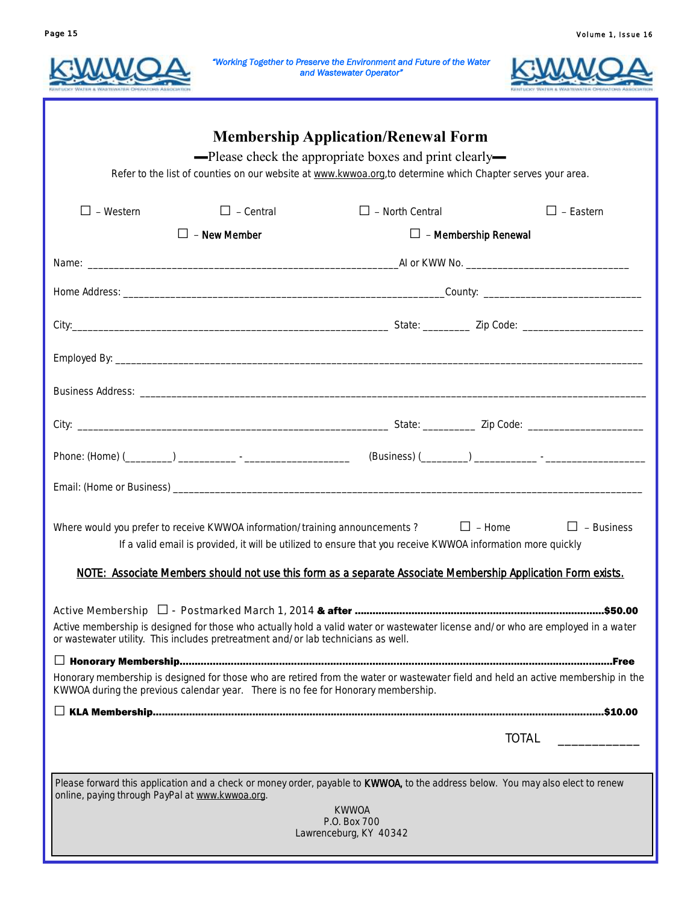*"Working Together to Preserve the Environment and Future of the Water and Wastewater Operator"*

# Membership Application/Renewal Form

—Please check the appropriate boxes and print clearly—

Refer to the list of counties on our website at www.kwwoa.org,to determine which Chapter serves your area.

☐ – Western ☐ – Central ☐ – North Central ☐ – Eastern

☐ – **New Member** ☐ – **Membership Renewal**

Name: ____________________________________________ AI or KWW No. ___________________________

Home Address: ____________________________________________ County: ___________________________

City: ____________________________________________ State: ________ Zip Code: _____________________

Employed By: ______________________________________________________________________________

Business Address: __________________________________________________________________________

City: ____________________________________________ State: _________ Zip Code: ____________________

Phone: (Home) (_________) __________ - ___________________ (Business) (________) ___________ - __________________

Email: (Home or Business) ____________________________________________________________________

Where would you prefer to receive KWWOA information/training announcements ? ☐ – Home ☐ – Business

If a valid email is provided, it will be utilized to ensure that you receive KWWOA information more quickly

<u>NOTE: Associate Members should not use this form as a separate Associate Membership Application Form exists.</u>

Active Membership ☐ - Postmarked March 1, 2014 **& after** ............................................................ **$50.00**

Active membership is designed for those who actually hold a valid water or wastewater license and/or who are employed in a water or wastewater utility. This includes pretreatment and/or lab technicians as well.

☐ **Honorary Membership**........................................................................................................ **Free**

Honorary membership is designed for those who are retired from the water or wastewater field and held an active membership in the KWWOA during the previous calendar year. There is no fee for Honorary membership.

☐ **KLA Membership**.............................................................................................................. **$10.00**

TOTAL ___________

Please forward this application and a check or money order, payable to **KWWOA,** to the address below. You may also elect to renew online, paying through PayPal at www.kwwoa.org.

KWWOA
P.O. Box 700
Lawrenceburg, KY 40342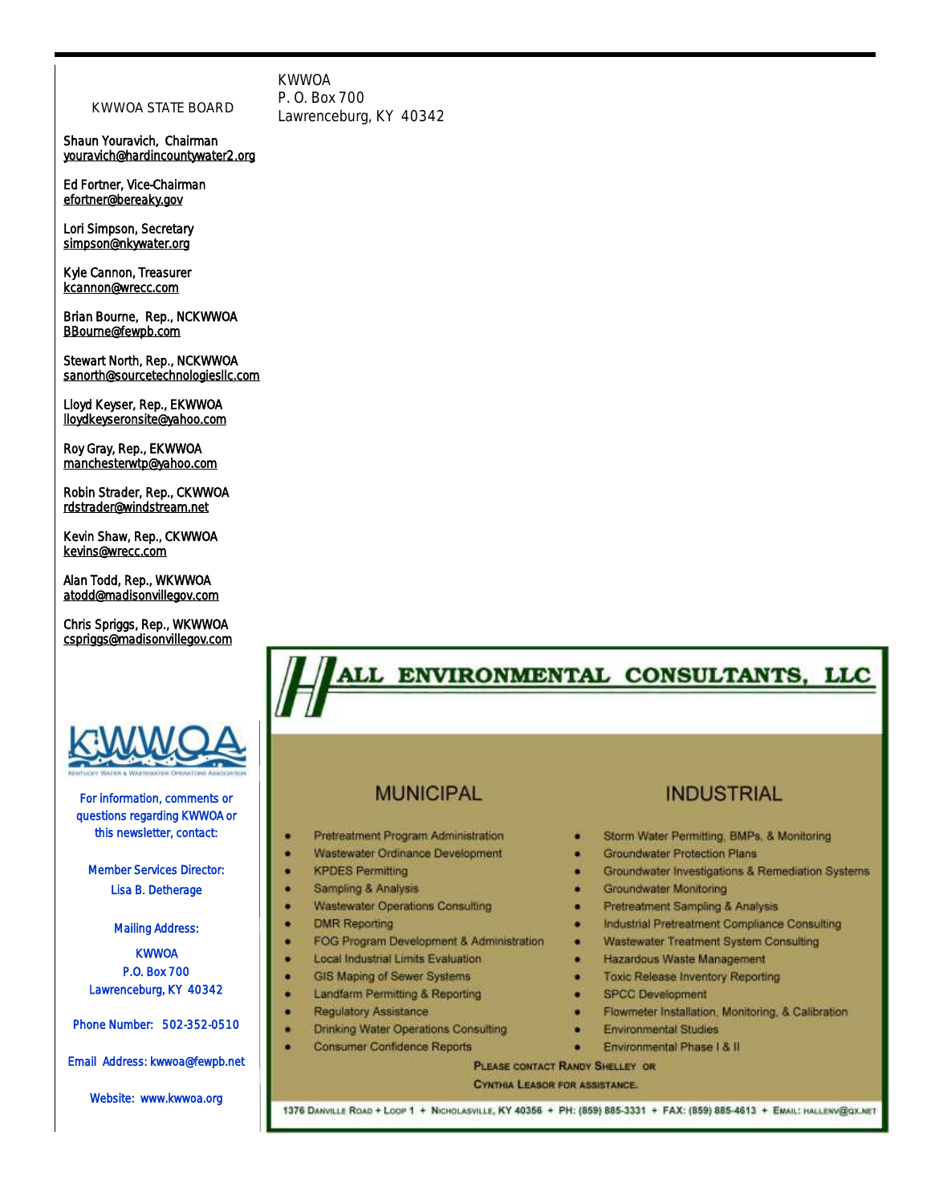KWWOA
P. O. Box 700
Lawrenceburg, KY 40342

KWWOA STATE BOARD

Shaun Youravich, Chairman
youravich@hardincountywater2.org

Ed Fortner, Vice-Chairman
efortner@bereaky.gov

Lori Simpson, Secretary
simpson@nkywater.org

Kyle Cannon, Treasurer
kcannon@wrecc.com

Brian Bourne, Rep., NCKWWOA
BBourne@fewpb.com

Stewart North, Rep., NCKWWOA
sanorth@sourcetechnologiesllc.com

Lloyd Keyser, Rep., EKWWOA
lloydkeyseronsite@yahoo.com

Roy Gray, Rep., EKWWOA
manchesterwtp@yahoo.com

Robin Strader, Rep., CKWWOA
rdstrader@windstream.net

Kevin Shaw, Rep., CKWWOA
kevins@wrecc.com

Alan Todd, Rep., WKWWOA
atodd@madisonvillegov.com

Chris Spriggs, Rep., WKWWOA
cspriggs@madisonvillegov.com

KWWOA
Kentucky Water & Wastewater Operators Association

For information, comments or questions regarding KWWOA or this newsletter, contact:

Member Services Director:
Lisa B. Detherage

Mailing Address:
KWWOA
P.O. Box 700
Lawrenceburg, KY 40342

Phone Number: 502-352-0510

Email Address: kwwoa@fewpb.net

Website: www.kwwoa.org

# HALL ENVIRONMENTAL CONSULTANTS, LLC

## MUNICIPAL

- Pretreatment Program Administration
- Wastewater Ordinance Development
- KPDES Permitting
- Sampling & Analysis
- Wastewater Operations Consulting
- DMR Reporting
- FOG Program Development & Administration
- Local Industrial Limits Evaluation
- GIS Maping of Sewer Systems
- Landfarm Permitting & Reporting
- Regulatory Assistance
- Drinking Water Operations Consulting
- Consumer Confidence Reports

## INDUSTRIAL

- Storm Water Permitting, BMPs, & Monitoring
- Groundwater Protection Plans
- Groundwater Investigations & Remediation Systems
- Groundwater Monitoring
- Pretreatment Sampling & Analysis
- Industrial Pretreatment Compliance Consulting
- Wastewater Treatment System Consulting
- Hazardous Waste Management
- Toxic Release Inventory Reporting
- SPCC Development
- Flowmeter Installation, Monitoring, & Calibration
- Environmental Studies
- Environmental Phase I & II

Please contact Randy Shelley or Cynthia Leasor for assistance.

1376 Danville Road + Loop 1 + Nicholasville, KY 40356 + PH: (859) 885-3331 + FAX: (859) 885-4613 + Email: hallenv@qx.net